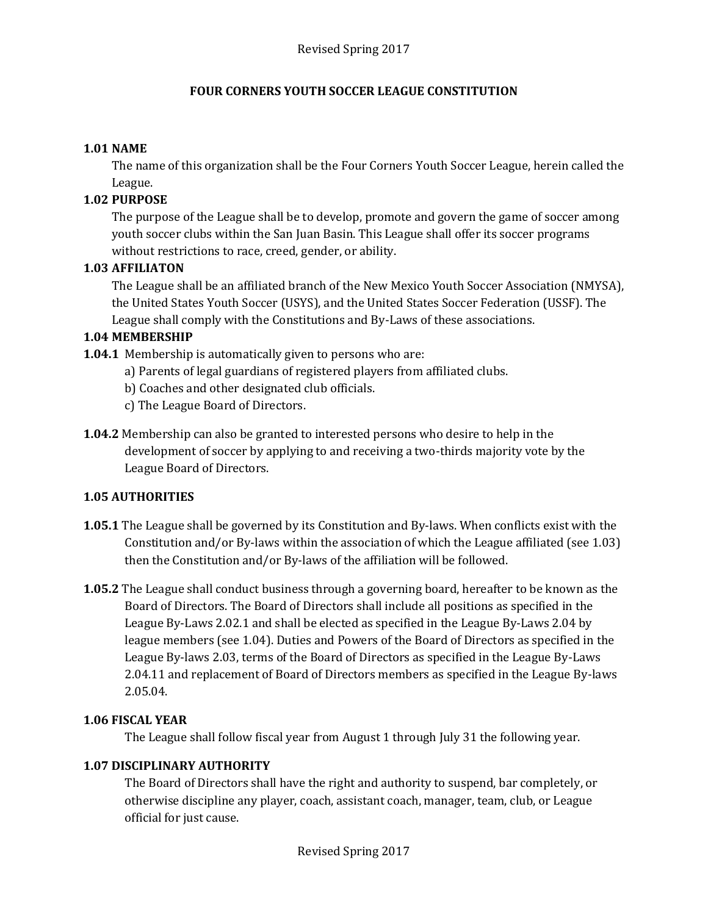# FOUR CORNERS YOUTH SOCCER LEAGUE CONSTITUTION

**1.01 NAME**

The name of this organization shall be the Four Corners Youth Soccer League, herein called the League.

**1.02 PURPOSE**

The purpose of the League shall be to develop, promote and govern the game of soccer among youth soccer clubs within the San Juan Basin. This League shall offer its soccer programs without restrictions to race, creed, gender, or ability.

**1.03 AFFILIATON**

The League shall be an affiliated branch of the New Mexico Youth Soccer Association (NMYSA), the United States Youth Soccer (USYS), and the United States Soccer Federation (USSF). The League shall comply with the Constitutions and By-Laws of these associations.

**1.04 MEMBERSHIP**

**1.04.1** Membership is automatically given to persons who are:

a) Parents of legal guardians of registered players from affiliated clubs.
b) Coaches and other designated club officials.
c) The League Board of Directors.

**1.04.2** Membership can also be granted to interested persons who desire to help in the development of soccer by applying to and receiving a two-thirds majority vote by the League Board of Directors.

**1.05 AUTHORITIES**

**1.05.1** The League shall be governed by its Constitution and By-laws. When conflicts exist with the Constitution and/or By-laws within the association of which the League affiliated (see 1.03) then the Constitution and/or By-laws of the affiliation will be followed.

**1.05.2** The League shall conduct business through a governing board, hereafter to be known as the Board of Directors. The Board of Directors shall include all positions as specified in the League By-Laws 2.02.1 and shall be elected as specified in the League By-Laws 2.04 by league members (see 1.04). Duties and Powers of the Board of Directors as specified in the League By-laws 2.03, terms of the Board of Directors as specified in the League By-Laws 2.04.11 and replacement of Board of Directors members as specified in the League By-laws 2.05.04.

**1.06 FISCAL YEAR**

The League shall follow fiscal year from August 1 through July 31 the following year.

**1.07 DISCIPLINARY AUTHORITY**

The Board of Directors shall have the right and authority to suspend, bar completely, or otherwise discipline any player, coach, assistant coach, manager, team, club, or League official for just cause.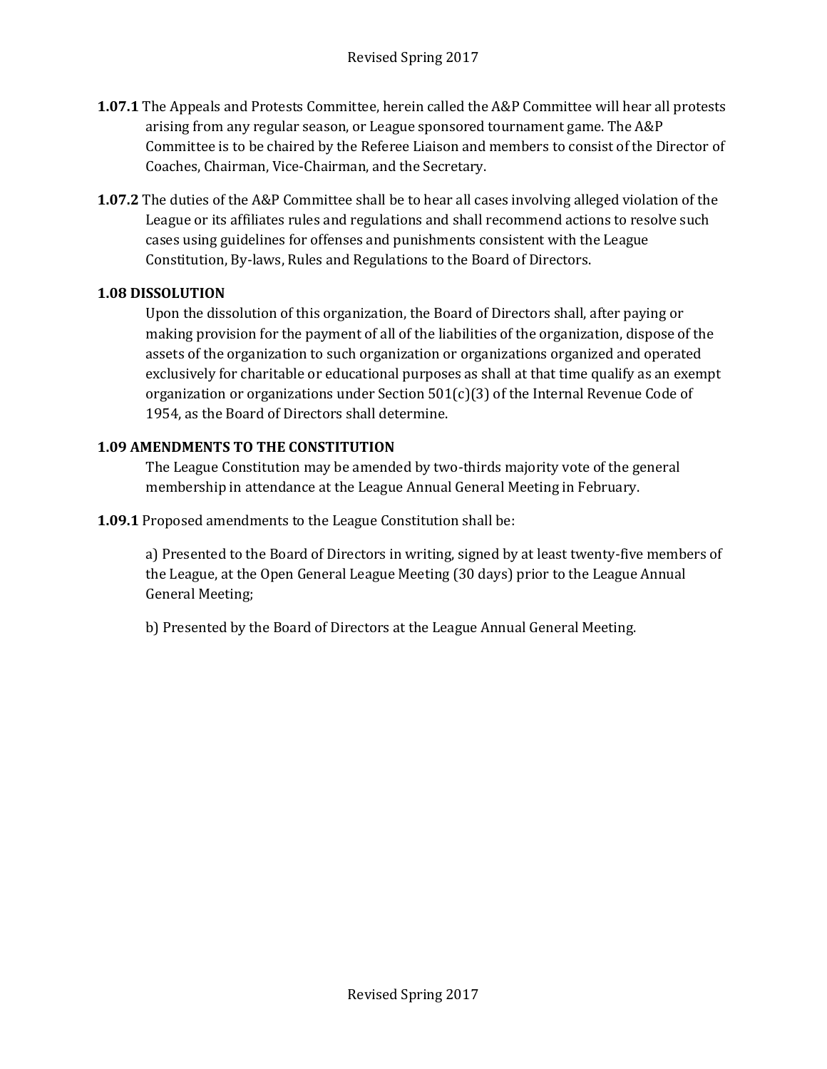**1.07.1** The Appeals and Protests Committee, herein called the A&P Committee will hear all protests arising from any regular season, or League sponsored tournament game. The A&P Committee is to be chaired by the Referee Liaison and members to consist of the Director of Coaches, Chairman, Vice-Chairman, and the Secretary.

**1.07.2** The duties of the A&P Committee shall be to hear all cases involving alleged violation of the League or its affiliates rules and regulations and shall recommend actions to resolve such cases using guidelines for offenses and punishments consistent with the League Constitution, By-laws, Rules and Regulations to the Board of Directors.

**1.08 DISSOLUTION**

Upon the dissolution of this organization, the Board of Directors shall, after paying or making provision for the payment of all of the liabilities of the organization, dispose of the assets of the organization to such organization or organizations organized and operated exclusively for charitable or educational purposes as shall at that time qualify as an exempt organization or organizations under Section 501(c)(3) of the Internal Revenue Code of 1954, as the Board of Directors shall determine.

**1.09 AMENDMENTS TO THE CONSTITUTION**

The League Constitution may be amended by two-thirds majority vote of the general membership in attendance at the League Annual General Meeting in February.

**1.09.1** Proposed amendments to the League Constitution shall be:

a) Presented to the Board of Directors in writing, signed by at least twenty-five members of the League, at the Open General League Meeting (30 days) prior to the League Annual General Meeting;

b) Presented by the Board of Directors at the League Annual General Meeting.